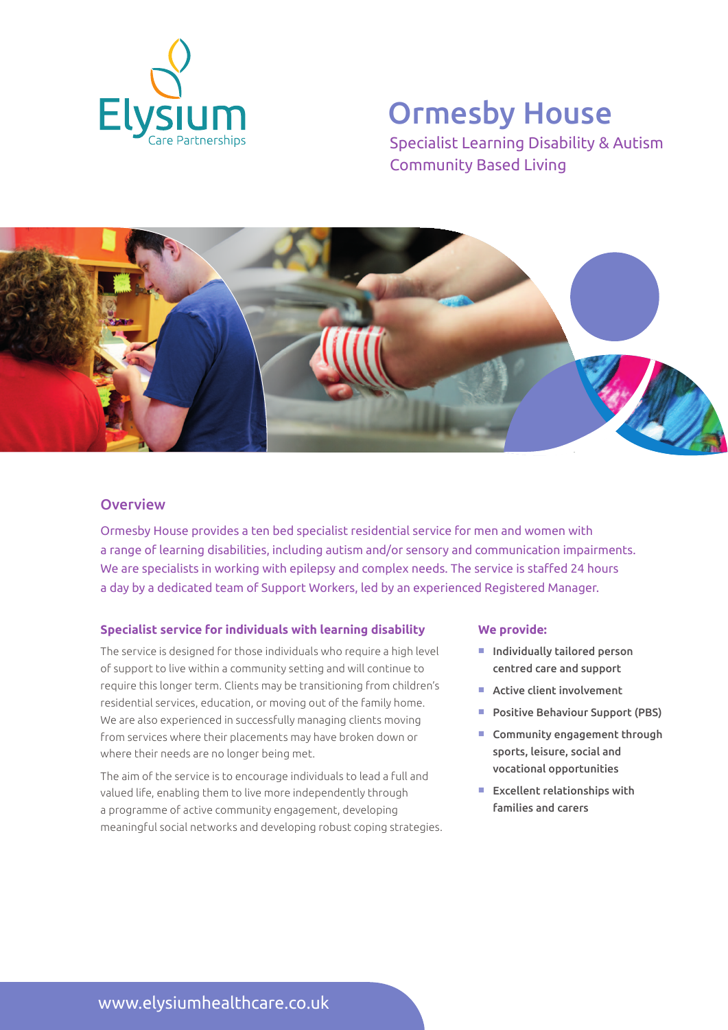Elysium Care Partnerships

# Ormesby House

Specialist Learning Disability & Autism
Community Based Living

## Overview

Ormesby House provides a ten bed specialist residential service for men and women with a range of learning disabilities, including autism and/or sensory and communication impairments. We are specialists in working with epilepsy and complex needs. The service is staffed 24 hours a day by a dedicated team of Support Workers, led by an experienced Registered Manager.

### Specialist service for individuals with learning disability

The service is designed for those individuals who require a high level of support to live within a community setting and will continue to require this longer term. Clients may be transitioning from children's residential services, education, or moving out of the family home. We are also experienced in successfully managing clients moving from services where their placements may have broken down or where their needs are no longer being met.

The aim of the service is to encourage individuals to lead a full and valued life, enabling them to live more independently through a programme of active community engagement, developing meaningful social networks and developing robust coping strategies.

### We provide:

- Individually tailored person centred care and support
- Active client involvement
- Positive Behaviour Support (PBS)
- Community engagement through sports, leisure, social and vocational opportunities
- Excellent relationships with families and carers

www.elysiumhealthcare.co.uk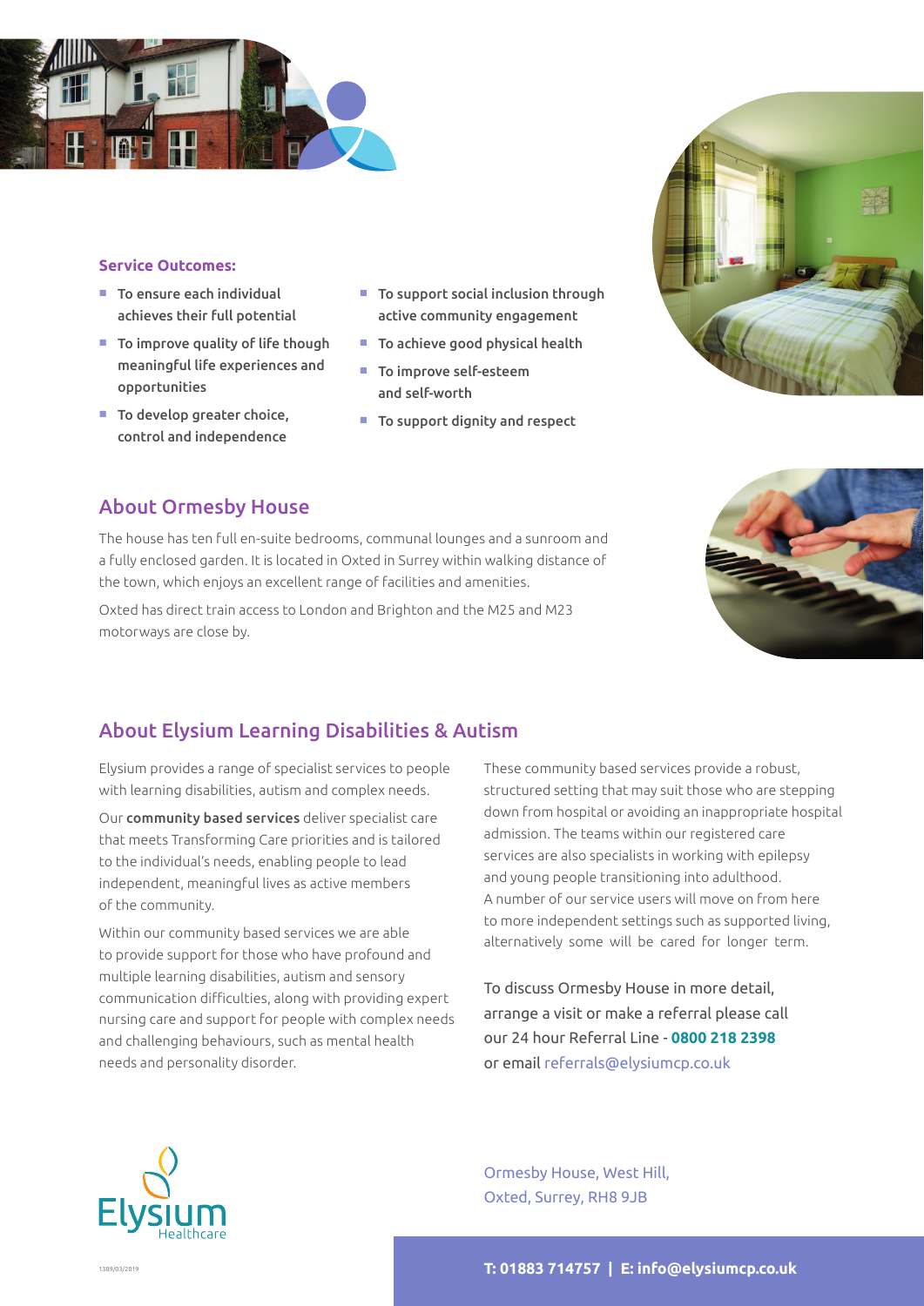**Service Outcomes:**

- To ensure each individual achieves their full potential
- To improve quality of life though meaningful life experiences and opportunities
- To develop greater choice, control and independence
- To support social inclusion through active community engagement
- To achieve good physical health
- To improve self-esteem and self-worth
- To support dignity and respect

## About Ormesby House

The house has ten full en-suite bedrooms, communal lounges and a sunroom and a fully enclosed garden. It is located in Oxted in Surrey within walking distance of the town, which enjoys an excellent range of facilities and amenities.

Oxted has direct train access to London and Brighton and the M25 and M23 motorways are close by.

## About Elysium Learning Disabilities & Autism

Elysium provides a range of specialist services to people with learning disabilities, autism and complex needs.

Our **community based services** deliver specialist care that meets Transforming Care priorities and is tailored to the individual's needs, enabling people to lead independent, meaningful lives as active members of the community.

Within our community based services we are able to provide support for those who have profound and multiple learning disabilities, autism and sensory communication difficulties, along with providing expert nursing care and support for people with complex needs and challenging behaviours, such as mental health needs and personality disorder.

These community based services provide a robust, structured setting that may suit those who are stepping down from hospital or avoiding an inappropriate hospital admission. The teams within our registered care services are also specialists in working with epilepsy and young people transitioning into adulthood. A number of our service users will move on from here to more independent settings such as supported living, alternatively some will be cared for longer term.

To discuss Ormesby House in more detail, arrange a visit or make a referral please call our 24 hour Referral Line - **0800 218 2398** or email referrals@elysiumcp.co.uk

Elysium Healthcare

Ormesby House, West Hill,
Oxted, Surrey, RH8 9JB

1309/03/2019

**T: 01883 714757 | E: info@elysiumcp.co.uk**